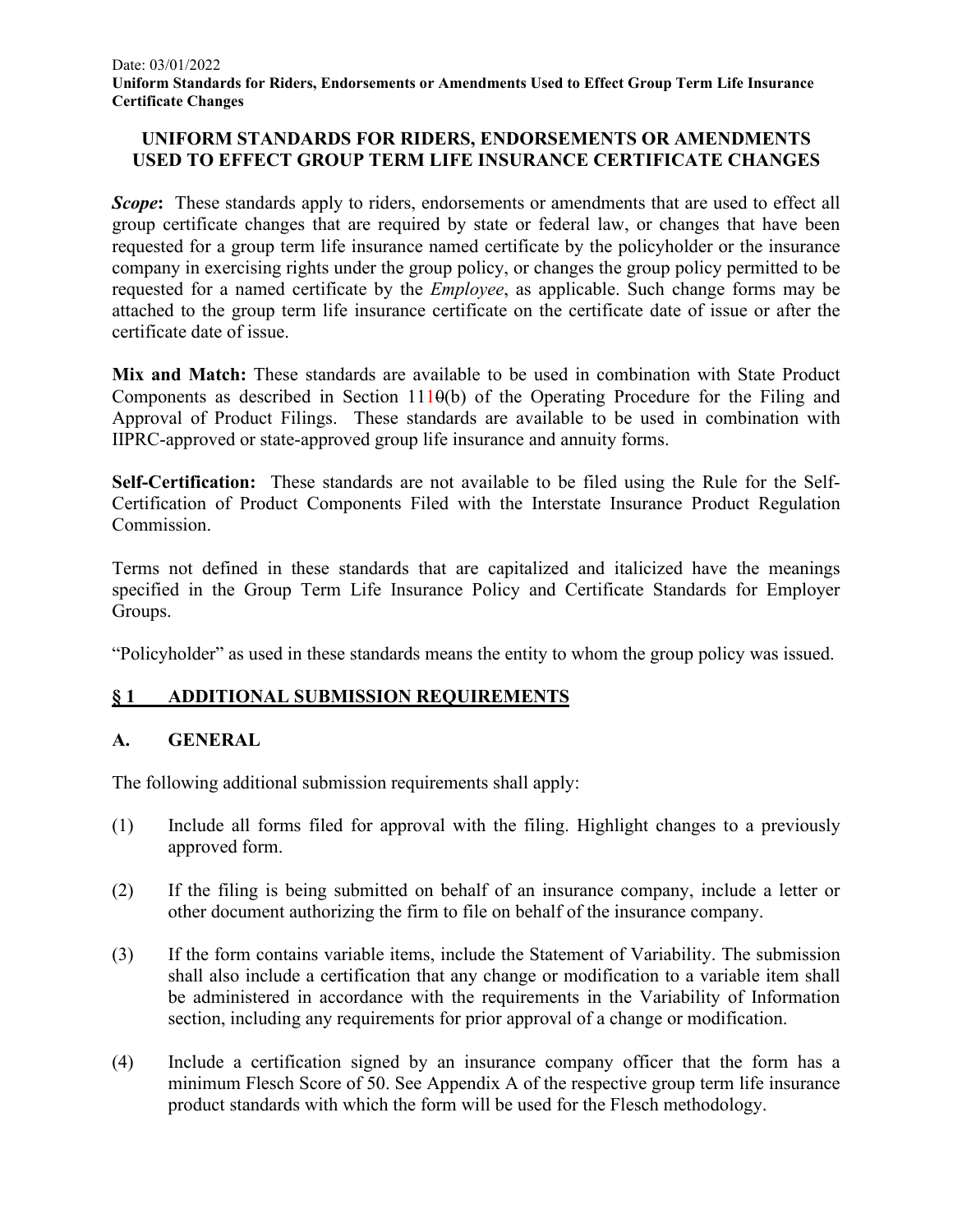Date: 03/01/2022
**Uniform Standards for Riders, Endorsements or Amendments Used to Effect Group Term Life Insurance Certificate Changes**

# UNIFORM STANDARDS FOR RIDERS, ENDORSEMENTS OR AMENDMENTS USED TO EFFECT GROUP TERM LIFE INSURANCE CERTIFICATE CHANGES

***Scope*:** These standards apply to riders, endorsements or amendments that are used to effect all group certificate changes that are required by state or federal law, or changes that have been requested for a group term life insurance named certificate by the policyholder or the insurance company in exercising rights under the group policy, or changes the group policy permitted to be requested for a named certificate by the *Employee*, as applicable. Such change forms may be attached to the group term life insurance certificate on the certificate date of issue or after the certificate date of issue.

**Mix and Match:** These standards are available to be used in combination with State Product Components as described in Section 111~~0~~(b) of the Operating Procedure for the Filing and Approval of Product Filings. These standards are available to be used in combination with IIPRC-approved or state-approved group life insurance and annuity forms.

**Self-Certification:** These standards are not available to be filed using the Rule for the Self-Certification of Product Components Filed with the Interstate Insurance Product Regulation Commission.

Terms not defined in these standards that are capitalized and italicized have the meanings specified in the Group Term Life Insurance Policy and Certificate Standards for Employer Groups.

"Policyholder" as used in these standards means the entity to whom the group policy was issued.

## § 1 ADDITIONAL SUBMISSION REQUIREMENTS

### A. GENERAL

The following additional submission requirements shall apply:

(1) Include all forms filed for approval with the filing. Highlight changes to a previously approved form.

(2) If the filing is being submitted on behalf of an insurance company, include a letter or other document authorizing the firm to file on behalf of the insurance company.

(3) If the form contains variable items, include the Statement of Variability. The submission shall also include a certification that any change or modification to a variable item shall be administered in accordance with the requirements in the Variability of Information section, including any requirements for prior approval of a change or modification.

(4) Include a certification signed by an insurance company officer that the form has a minimum Flesch Score of 50. See Appendix A of the respective group term life insurance product standards with which the form will be used for the Flesch methodology.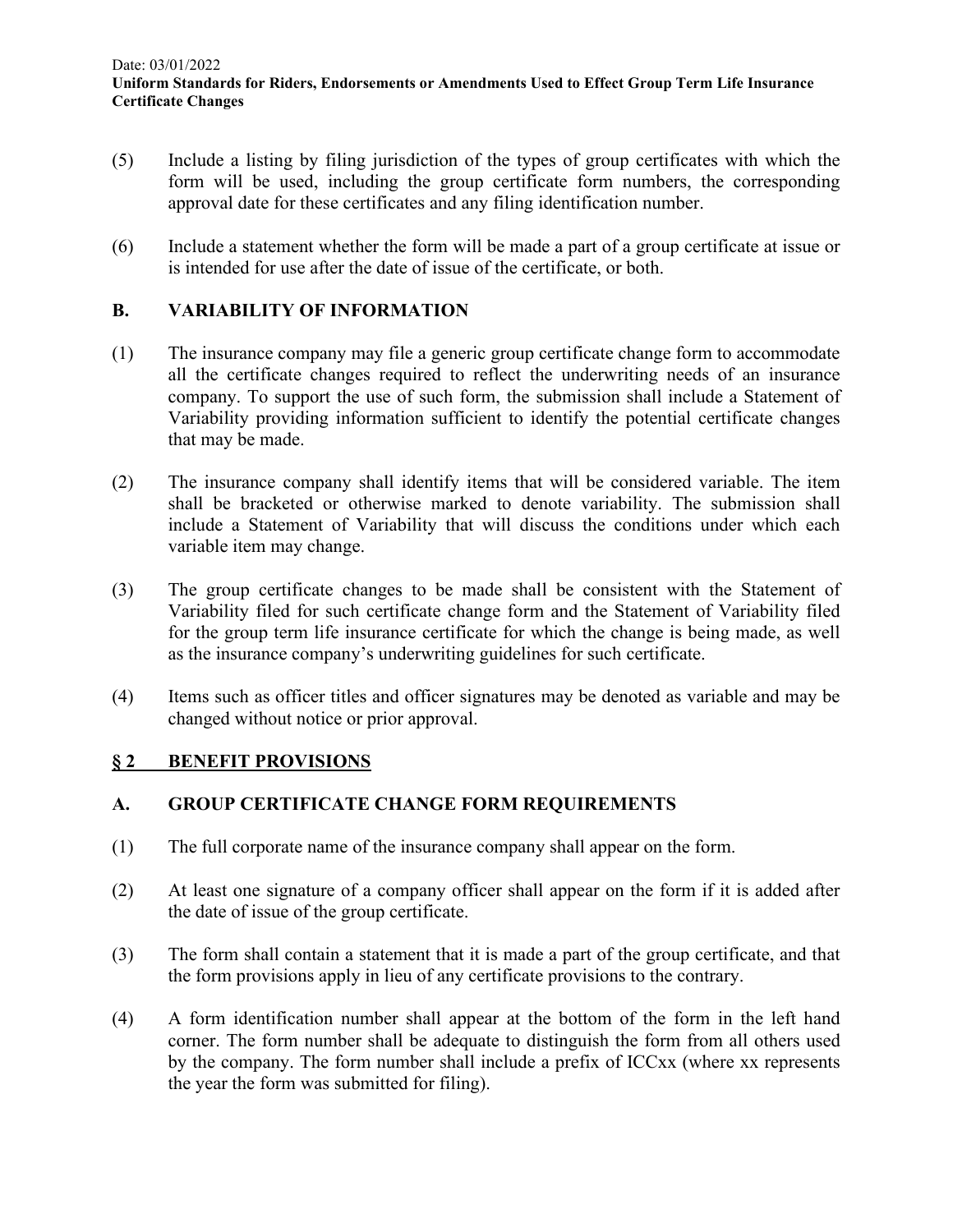(5) Include a listing by filing jurisdiction of the types of group certificates with which the form will be used, including the group certificate form numbers, the corresponding approval date for these certificates and any filing identification number.

(6) Include a statement whether the form will be made a part of a group certificate at issue or is intended for use after the date of issue of the certificate, or both.

### B. VARIABILITY OF INFORMATION

(1) The insurance company may file a generic group certificate change form to accommodate all the certificate changes required to reflect the underwriting needs of an insurance company. To support the use of such form, the submission shall include a Statement of Variability providing information sufficient to identify the potential certificate changes that may be made.

(2) The insurance company shall identify items that will be considered variable. The item shall be bracketed or otherwise marked to denote variability. The submission shall include a Statement of Variability that will discuss the conditions under which each variable item may change.

(3) The group certificate changes to be made shall be consistent with the Statement of Variability filed for such certificate change form and the Statement of Variability filed for the group term life insurance certificate for which the change is being made, as well as the insurance company's underwriting guidelines for such certificate.

(4) Items such as officer titles and officer signatures may be denoted as variable and may be changed without notice or prior approval.

## <u>§ 2 BENEFIT PROVISIONS</u>

### A. GROUP CERTIFICATE CHANGE FORM REQUIREMENTS

(1) The full corporate name of the insurance company shall appear on the form.

(2) At least one signature of a company officer shall appear on the form if it is added after the date of issue of the group certificate.

(3) The form shall contain a statement that it is made a part of the group certificate, and that the form provisions apply in lieu of any certificate provisions to the contrary.

(4) A form identification number shall appear at the bottom of the form in the left hand corner. The form number shall be adequate to distinguish the form from all others used by the company. The form number shall include a prefix of ICCxx (where xx represents the year the form was submitted for filing).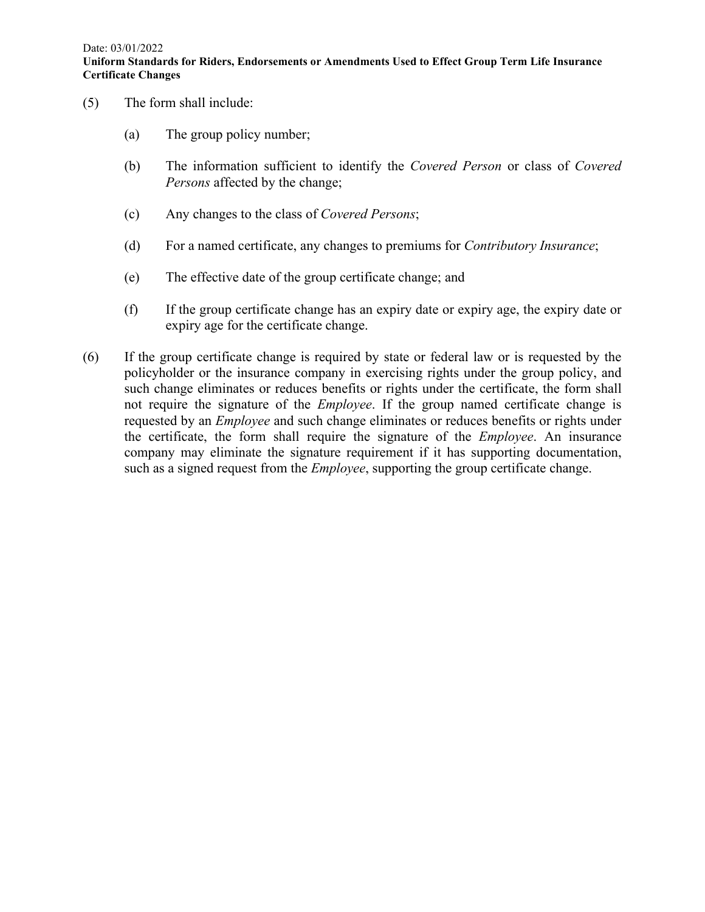(5) The form shall include:

   (a) The group policy number;

   (b) The information sufficient to identify the *Covered Person* or class of *Covered Persons* affected by the change;

   (c) Any changes to the class of *Covered Persons*;

   (d) For a named certificate, any changes to premiums for *Contributory Insurance*;

   (e) The effective date of the group certificate change; and

   (f) If the group certificate change has an expiry date or expiry age, the expiry date or expiry age for the certificate change.

(6) If the group certificate change is required by state or federal law or is requested by the policyholder or the insurance company in exercising rights under the group policy, and such change eliminates or reduces benefits or rights under the certificate, the form shall not require the signature of the *Employee*. If the group named certificate change is requested by an *Employee* and such change eliminates or reduces benefits or rights under the certificate, the form shall require the signature of the *Employee*. An insurance company may eliminate the signature requirement if it has supporting documentation, such as a signed request from the *Employee*, supporting the group certificate change.